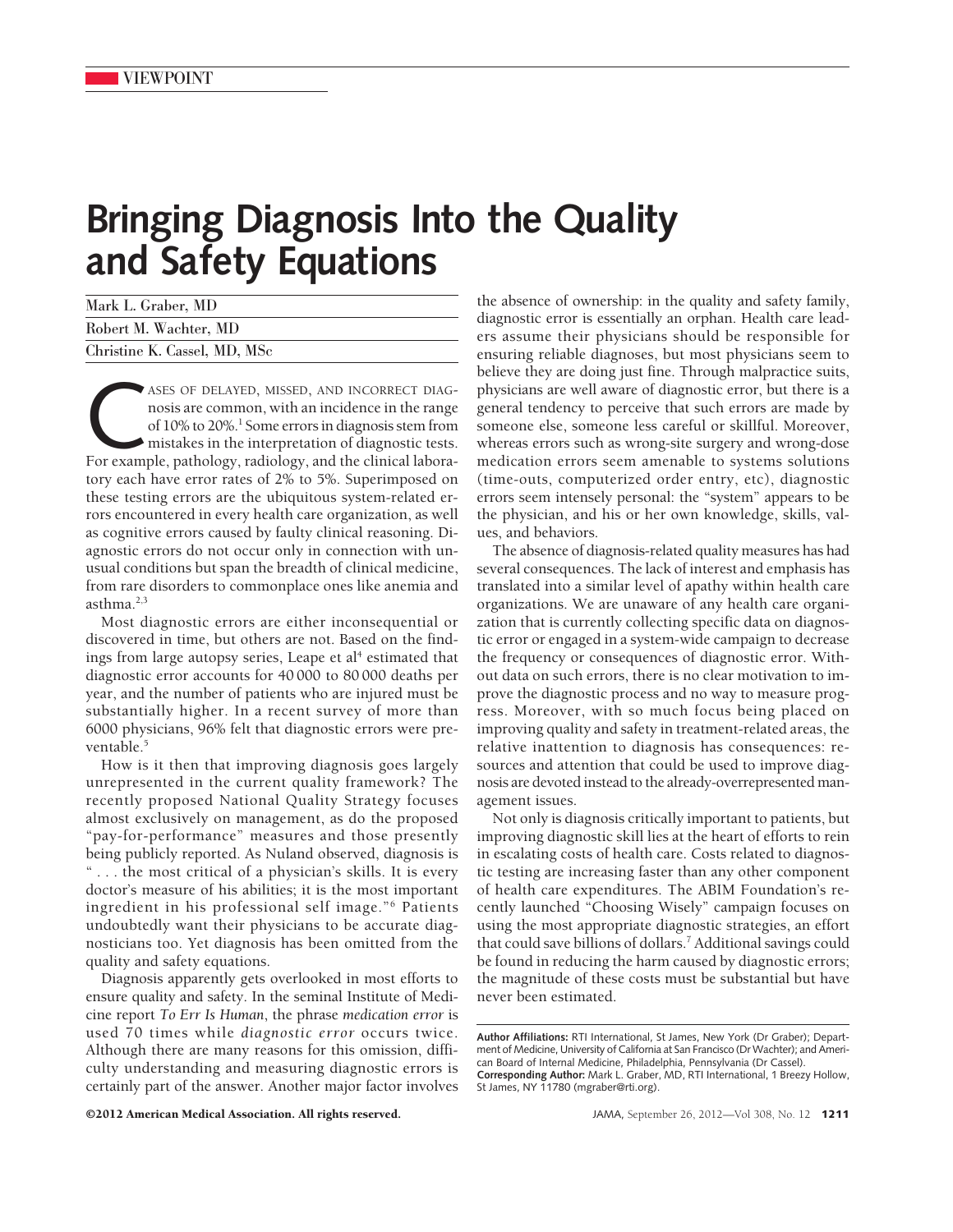VIEWPOINT

# Bringing Diagnosis Into the Quality and Safety Equations

Mark L. Graber, MD

Robert M. Wachter, MD

Christine K. Cassel, MD, MSc

CASES OF DELAYED, MISSED, AND INCORRECT DIAGnosis are common, with an incidence in the range of 10% to 20%.[1] Some errors in diagnosis stem from mistakes in the interpretation of diagnostic tests. For example, pathology, radiology, and the clinical laboratory each have error rates of 2% to 5%. Superimposed on these testing errors are the ubiquitous system-related errors encountered in every health care organization, as well as cognitive errors caused by faulty clinical reasoning. Diagnostic errors do not occur only in connection with unusual conditions but span the breadth of clinical medicine, from rare disorders to commonplace ones like anemia and asthma.[2,3]

Most diagnostic errors are either inconsequential or discovered in time, but others are not. Based on the findings from large autopsy series, Leape et al[4] estimated that diagnostic error accounts for 40 000 to 80 000 deaths per year, and the number of patients who are injured must be substantially higher. In a recent survey of more than 6000 physicians, 96% felt that diagnostic errors were preventable.[5]

How is it then that improving diagnosis goes largely unrepresented in the current quality framework? The recently proposed National Quality Strategy focuses almost exclusively on management, as do the proposed "pay-for-performance" measures and those presently being publicly reported. As Nuland observed, diagnosis is ". . . the most critical of a physician's skills. It is every doctor's measure of his abilities; it is the most important ingredient in his professional self image."[6] Patients undoubtedly want their physicians to be accurate diagnosticians too. Yet diagnosis has been omitted from the quality and safety equations.

Diagnosis apparently gets overlooked in most efforts to ensure quality and safety. In the seminal Institute of Medicine report *To Err Is Human*, the phrase *medication error* is used 70 times while *diagnostic error* occurs twice. Although there are many reasons for this omission, difficulty understanding and measuring diagnostic errors is certainly part of the answer. Another major factor involves the absence of ownership: in the quality and safety family, diagnostic error is essentially an orphan. Health care leaders assume their physicians should be responsible for ensuring reliable diagnoses, but most physicians seem to believe they are doing just fine. Through malpractice suits, physicians are well aware of diagnostic error, but there is a general tendency to perceive that such errors are made by someone else, someone less careful or skillful. Moreover, whereas errors such as wrong-site surgery and wrong-dose medication errors seem amenable to systems solutions (time-outs, computerized order entry, etc), diagnostic errors seem intensely personal: the "system" appears to be the physician, and his or her own knowledge, skills, values, and behaviors.

The absence of diagnosis-related quality measures has had several consequences. The lack of interest and emphasis has translated into a similar level of apathy within health care organizations. We are unaware of any health care organization that is currently collecting specific data on diagnostic error or engaged in a system-wide campaign to decrease the frequency or consequences of diagnostic error. Without data on such errors, there is no clear motivation to improve the diagnostic process and no way to measure progress. Moreover, with so much focus being placed on improving quality and safety in treatment-related areas, the relative inattention to diagnosis has consequences: resources and attention that could be used to improve diagnosis are devoted instead to the already-overrepresented management issues.

Not only is diagnosis critically important to patients, but improving diagnostic skill lies at the heart of efforts to rein in escalating costs of health care. Costs related to diagnostic testing are increasing faster than any other component of health care expenditures. The ABIM Foundation's recently launched "Choosing Wisely" campaign focuses on using the most appropriate diagnostic strategies, an effort that could save billions of dollars.[7] Additional savings could be found in reducing the harm caused by diagnostic errors; the magnitude of these costs must be substantial but have never been estimated.

**Author Affiliations:** RTI International, St James, New York (Dr Graber); Department of Medicine, University of California at San Francisco (Dr Wachter); and American Board of Internal Medicine, Philadelphia, Pennsylvania (Dr Cassel).
**Corresponding Author:** Mark L. Graber, MD, RTI International, 1 Breezy Hollow, St James, NY 11780 (mgraber@rti.org).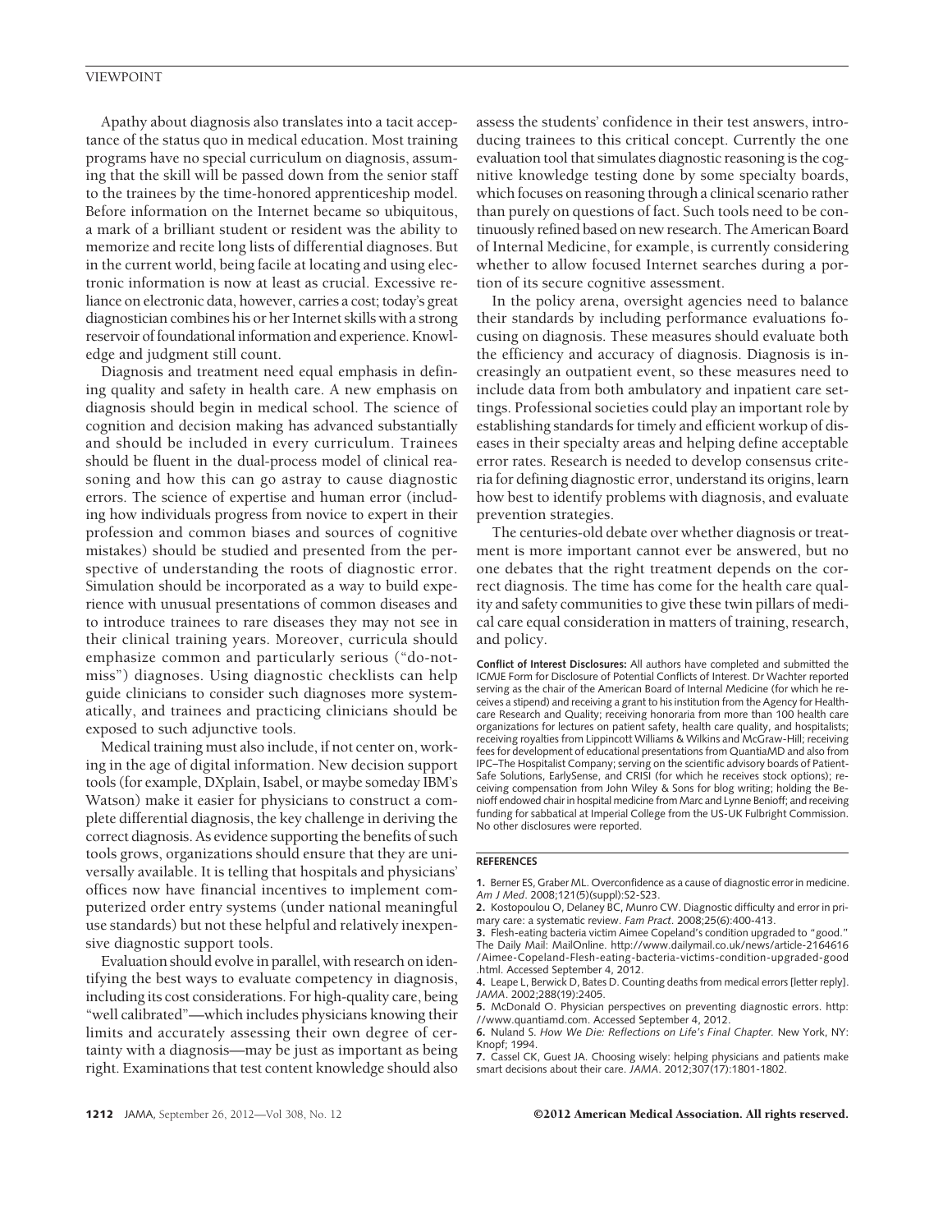Apathy about diagnosis also translates into a tacit acceptance of the status quo in medical education. Most training programs have no special curriculum on diagnosis, assuming that the skill will be passed down from the senior staff to the trainees by the time-honored apprenticeship model. Before information on the Internet became so ubiquitous, a mark of a brilliant student or resident was the ability to memorize and recite long lists of differential diagnoses. But in the current world, being facile at locating and using electronic information is now at least as crucial. Excessive reliance on electronic data, however, carries a cost; today's great diagnostician combines his or her Internet skills with a strong reservoir of foundational information and experience. Knowledge and judgment still count.

Diagnosis and treatment need equal emphasis in defining quality and safety in health care. A new emphasis on diagnosis should begin in medical school. The science of cognition and decision making has advanced substantially and should be included in every curriculum. Trainees should be fluent in the dual-process model of clinical reasoning and how this can go astray to cause diagnostic errors. The science of expertise and human error (including how individuals progress from novice to expert in their profession and common biases and sources of cognitive mistakes) should be studied and presented from the perspective of understanding the roots of diagnostic error. Simulation should be incorporated as a way to build experience with unusual presentations of common diseases and to introduce trainees to rare diseases they may not see in their clinical training years. Moreover, curricula should emphasize common and particularly serious ("do-not-miss") diagnoses. Using diagnostic checklists can help guide clinicians to consider such diagnoses more systematically, and trainees and practicing clinicians should be exposed to such adjunctive tools.

Medical training must also include, if not center on, working in the age of digital information. New decision support tools (for example, DXplain, Isabel, or maybe someday IBM's Watson) make it easier for physicians to construct a complete differential diagnosis, the key challenge in deriving the correct diagnosis. As evidence supporting the benefits of such tools grows, organizations should ensure that they are universally available. It is telling that hospitals and physicians' offices now have financial incentives to implement computerized order entry systems (under national meaningful use standards) but not these helpful and relatively inexpensive diagnostic support tools.

Evaluation should evolve in parallel, with research on identifying the best ways to evaluate competency in diagnosis, including its cost considerations. For high-quality care, being "well calibrated"—which includes physicians knowing their limits and accurately assessing their own degree of certainty with a diagnosis—may be just as important as being right. Examinations that test content knowledge should also assess the students' confidence in their test answers, introducing trainees to this critical concept. Currently the one evaluation tool that simulates diagnostic reasoning is the cognitive knowledge testing done by some specialty boards, which focuses on reasoning through a clinical scenario rather than purely on questions of fact. Such tools need to be continuously refined based on new research. The American Board of Internal Medicine, for example, is currently considering whether to allow focused Internet searches during a portion of its secure cognitive assessment.

In the policy arena, oversight agencies need to balance their standards by including performance evaluations focusing on diagnosis. These measures should evaluate both the efficiency and accuracy of diagnosis. Diagnosis is increasingly an outpatient event, so these measures need to include data from both ambulatory and inpatient care settings. Professional societies could play an important role by establishing standards for timely and efficient workup of diseases in their specialty areas and helping define acceptable error rates. Research is needed to develop consensus criteria for defining diagnostic error, understand its origins, learn how best to identify problems with diagnosis, and evaluate prevention strategies.

The centuries-old debate over whether diagnosis or treatment is more important cannot ever be answered, but no one debates that the right treatment depends on the correct diagnosis. The time has come for the health care quality and safety communities to give these twin pillars of medical care equal consideration in matters of training, research, and policy.

**Conflict of Interest Disclosures:** All authors have completed and submitted the ICMJE Form for Disclosure of Potential Conflicts of Interest. Dr Wachter reported serving as the chair of the American Board of Internal Medicine (for which he receives a stipend) and receiving a grant to his institution from the Agency for Healthcare Research and Quality; receiving honoraria from more than 100 health care organizations for lectures on patient safety, health care quality, and hospitalists; receiving royalties from Lippincott Williams & Wilkins and McGraw-Hill; receiving fees for development of educational presentations from QuantiaMD and also from IPC–The Hospitalist Company; serving on the scientific advisory boards of Patient-Safe Solutions, EarlySense, and CRISI (for which he receives stock options); receiving compensation from John Wiley & Sons for blog writing; holding the Benioff endowed chair in hospital medicine from Marc and Lynne Benioff; and receiving funding for sabbatical at Imperial College from the US-UK Fulbright Commission. No other disclosures were reported.

## REFERENCES

1. Berner ES, Graber ML. Overconfidence as a cause of diagnostic error in medicine. *Am J Med*. 2008;121(5)(suppl):S2-S23.
2. Kostopoulou O, Delaney BC, Munro CW. Diagnostic difficulty and error in primary care: a systematic review. *Fam Pract*. 2008;25(6):400-413.
3. Flesh-eating bacteria victim Aimee Copeland's condition upgraded to "good." The Daily Mail: MailOnline. http://www.dailymail.co.uk/news/article-2164616/Aimee-Copeland-Flesh-eating-bacteria-victims-condition-upgraded-good.html. Accessed September 4, 2012.
4. Leape L, Berwick D, Bates D. Counting deaths from medical errors [letter reply]. *JAMA*. 2002;288(19):2405.
5. McDonald O. Physician perspectives on preventing diagnostic errors. http://www.quantiamd.com. Accessed September 4, 2012.
6. Nuland S. *How We Die: Reflections on Life's Final Chapter.* New York, NY: Knopf; 1994.
7. Cassel CK, Guest JA. Choosing wisely: helping physicians and patients make smart decisions about their care. *JAMA*. 2012;307(17):1801-1802.